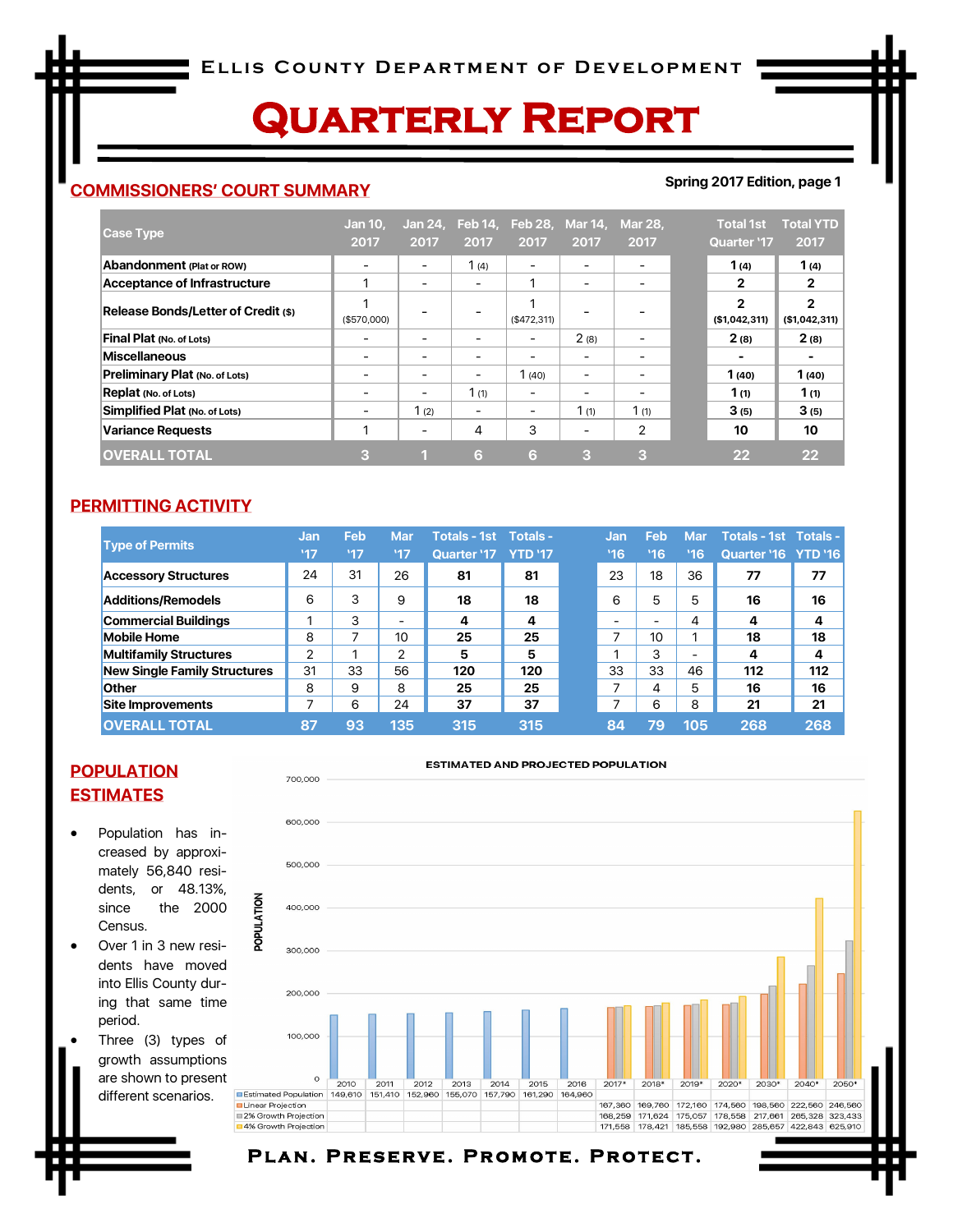# Ellis County Department of Development

# Quarterly Report

## COMMISSIONERS' COURT SUMMARY

Spring 2017 Edition, page 1

| Case Type | Jan 10, 2017 | Jan 24, 2017 | Feb 14, 2017 | Feb 28, 2017 | Mar 14, 2017 | Mar 28, 2017 | Total 1st Quarter '17 | Total YTD 2017 |
|---|---|---|---|---|---|---|---|---|
| **Abandonment** (Plat or ROW) | - | - | 1 (4) | - | - | - | **1 (4)** | **1 (4)** |
| **Acceptance of Infrastructure** | 1 | - | - | 1 | - | - | **2** | **2** |
| **Release Bonds/Letter of Credit** ($) | 1 ($570,000) | - | - | 1 ($472,311) | - | - | **2 ($1,042,311)** | **2 ($1,042,311)** |
| **Final Plat** (No. of Lots) | - | - | - | - | 2 (8) | - | **2 (8)** | **2 (8)** |
| **Miscellaneous** | - | - | - | - | - | - | **-** | **-** |
| **Preliminary Plat** (No. of Lots) | - | - | - | 1 (40) | - | - | **1 (40)** | **1 (40)** |
| **Replat** (No. of Lots) | - | - | 1 (1) | - | - | - | **1 (1)** | **1 (1)** |
| **Simplified Plat** (No. of Lots) | - | 1 (2) | - | - | 1 (1) | 1 (1) | **3 (5)** | **3 (5)** |
| **Variance Requests** | 1 | - | 4 | 3 | - | 2 | **10** | **10** |
| **OVERALL TOTAL** | **3** | **1** | **6** | **6** | **3** | **3** | **22** | **22** |

## PERMITTING ACTIVITY

| Type of Permits | Jan '17 | Feb '17 | Mar '17 | Totals - 1st Quarter '17 | Totals - YTD '17 | Jan '16 | Feb '16 | Mar '16 | Totals - 1st Quarter '16 | Totals - YTD '16 |
|---|---|---|---|---|---|---|---|---|---|---|
| **Accessory Structures** | 24 | 31 | 26 | **81** | **81** | 23 | 18 | 36 | **77** | **77** |
| **Additions/Remodels** | 6 | 3 | 9 | **18** | **18** | 6 | 5 | 5 | **16** | **16** |
| **Commercial Buildings** | 1 | 3 | - | **4** | **4** | - | - | 4 | **4** | **4** |
| **Mobile Home** | 8 | 7 | 10 | **25** | **25** | 7 | 10 | 1 | **18** | **18** |
| **Multifamily Structures** | 2 | 1 | 2 | **5** | **5** | 1 | 3 | - | **4** | **4** |
| **New Single Family Structures** | 31 | 33 | 56 | **120** | **120** | 33 | 33 | 46 | **112** | **112** |
| **Other** | 8 | 9 | 8 | **25** | **25** | 7 | 4 | 5 | **16** | **16** |
| **Site Improvements** | 7 | 6 | 24 | **37** | **37** | 7 | 6 | 8 | **21** | **21** |
| **OVERALL TOTAL** | **87** | **93** | **135** | **315** | **315** | **84** | **79** | **105** | **268** | **268** |

## POPULATION ESTIMATES

- Population has increased by approximately 56,840 residents, or 48.13%, since the 2000 Census.
- Over 1 in 3 new residents have moved into Ellis County during that same time period.
- Three (3) types of growth assumptions are shown to present different scenarios.

**ESTIMATED AND PROJECTED POPULATION**

| | 2010 | 2011 | 2012 | 2013 | 2014 | 2015 | 2016 | 2017* | 2018* | 2019* | 2020* | 2030* | 2040* | 2050* |
|---|---|---|---|---|---|---|---|---|---|---|---|---|---|---|
| Estimated Population | 149,610 | 151,410 | 152,960 | 155,070 | 157,790 | 161,290 | 164,960 | | | | | | | |
| Linear Projection | | | | | | | | 167,360 | 169,760 | 172,160 | 174,560 | 198,560 | 222,560 | 246,560 |
| 2% Growth Projection | | | | | | | | 168,259 | 171,624 | 175,057 | 178,558 | 217,661 | 265,328 | 323,433 |
| 4% Growth Projection | | | | | | | | 171,558 | 178,421 | 185,558 | 192,980 | 285,657 | 422,843 | 625,910 |

Plan. Preserve. Promote. Protect.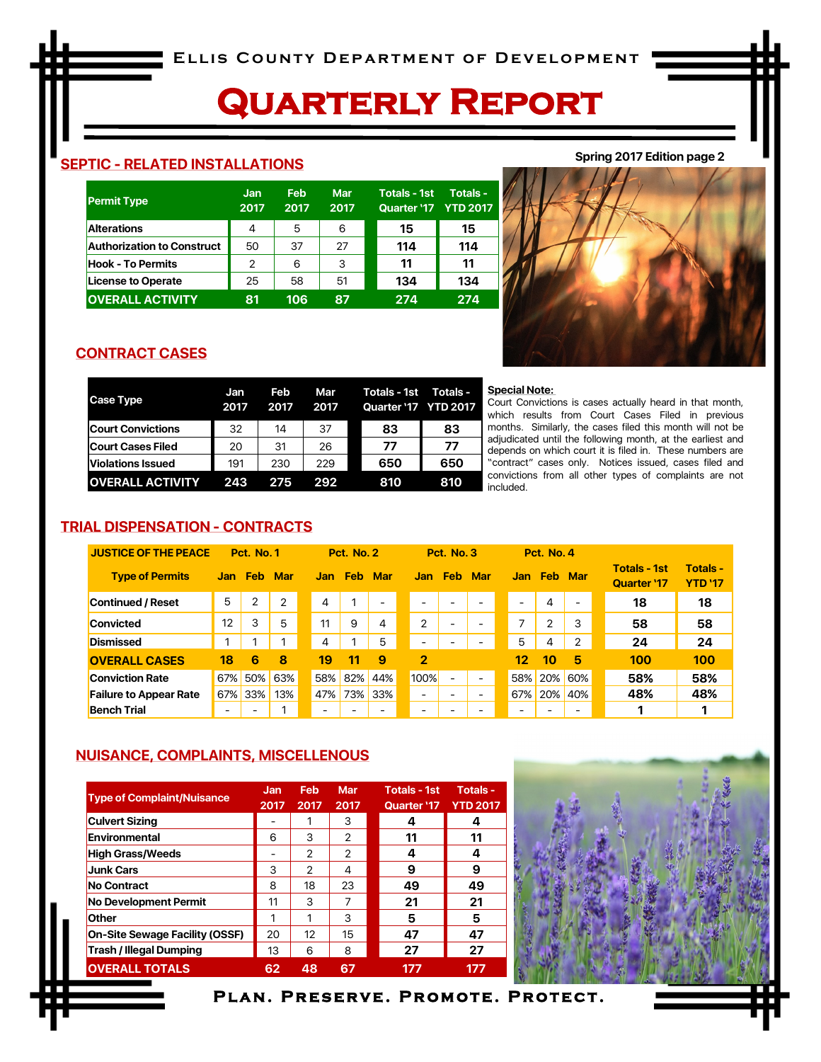# Ellis County Department of Development

# Quarterly Report

Spring 2017 Edition page 2

## SEPTIC - RELATED INSTALLATIONS

| Permit Type | Jan 2017 | Feb 2017 | Mar 2017 | Totals - 1st Quarter '17 | Totals - YTD 2017 |
|---|---|---|---|---|---|
| Alterations | 4 | 5 | 6 | **15** | **15** |
| Authorization to Construct | 50 | 37 | 27 | **114** | **114** |
| Hook - To Permits | 2 | 6 | 3 | **11** | **11** |
| License to Operate | 25 | 58 | 51 | **134** | **134** |
| **OVERALL ACTIVITY** | **81** | **106** | **87** | **274** | **274** |

## CONTRACT CASES

| Case Type | Jan 2017 | Feb 2017 | Mar 2017 | Totals - 1st Quarter '17 | Totals - YTD 2017 |
|---|---|---|---|---|---|
| Court Convictions | 32 | 14 | 37 | **83** | **83** |
| Court Cases Filed | 20 | 31 | 26 | **77** | **77** |
| Violations Issued | 191 | 230 | 229 | **650** | **650** |
| **OVERALL ACTIVITY** | **243** | **275** | **292** | **810** | **810** |

**Special Note:**
Court Convictions is cases actually heard in that month, which results from Court Cases Filed in previous months. Similarly, the cases filed this month will not be adjudicated until the following month, at the earliest and depends on which court it is filed in. These numbers are "contract" cases only. Notices issued, cases filed and convictions from all other types of complaints are not included.

## TRIAL DISPENSATION - CONTRACTS

| JUSTICE OF THE PEACE | Pct. No. 1 | | | Pct. No. 2 | | | Pct. No. 3 | | | Pct. No. 4 | | | | |
|---|---|---|---|---|---|---|---|---|---|---|---|---|---|---|
| **Type of Permits** | **Jan** | **Feb** | **Mar** | **Jan** | **Feb** | **Mar** | **Jan** | **Feb** | **Mar** | **Jan** | **Feb** | **Mar** | **Totals - 1st Quarter '17** | **Totals - YTD '17** |
| Continued / Reset | 5 | 2 | 2 | 4 | 1 | - | - | - | - | - | 4 | - | **18** | **18** |
| Convicted | 12 | 3 | 5 | 11 | 9 | 4 | 2 | - | - | 7 | 2 | 3 | **58** | **58** |
| Dismissed | 1 | 1 | 1 | 4 | 1 | 5 | - | - | - | 5 | 4 | 2 | **24** | **24** |
| **OVERALL CASES** | **18** | **6** | **8** | **19** | **11** | **9** | **2** | | | **12** | **10** | **5** | **100** | **100** |
| Conviction Rate | 67% | 50% | 63% | 58% | 82% | 44% | 100% | - | - | 58% | 20% | 60% | **58%** | **58%** |
| Failure to Appear Rate | 67% | 33% | 13% | 47% | 73% | 33% | - | - | - | 67% | 20% | 40% | **48%** | **48%** |
| Bench Trial | - | - | 1 | - | - | - | - | - | - | - | - | - | **1** | **1** |

## NUISANCE, COMPLAINTS, MISCELLENOUS

| Type of Complaint/Nuisance | Jan 2017 | Feb 2017 | Mar 2017 | Totals - 1st Quarter '17 | Totals - YTD 2017 |
|---|---|---|---|---|---|
| Culvert Sizing | - | 1 | 3 | **4** | **4** |
| Environmental | 6 | 3 | 2 | **11** | **11** |
| High Grass/Weeds | - | 2 | 2 | **4** | **4** |
| Junk Cars | 3 | 2 | 4 | **9** | **9** |
| No Contract | 8 | 18 | 23 | **49** | **49** |
| No Development Permit | 11 | 3 | 7 | **21** | **21** |
| Other | 1 | 1 | 3 | **5** | **5** |
| On-Site Sewage Facility (OSSF) | 20 | 12 | 15 | **47** | **47** |
| Trash / Illegal Dumping | 13 | 6 | 8 | **27** | **27** |
| **OVERALL TOTALS** | **62** | **48** | **67** | **177** | **177** |

Plan. Preserve. Promote. Protect.